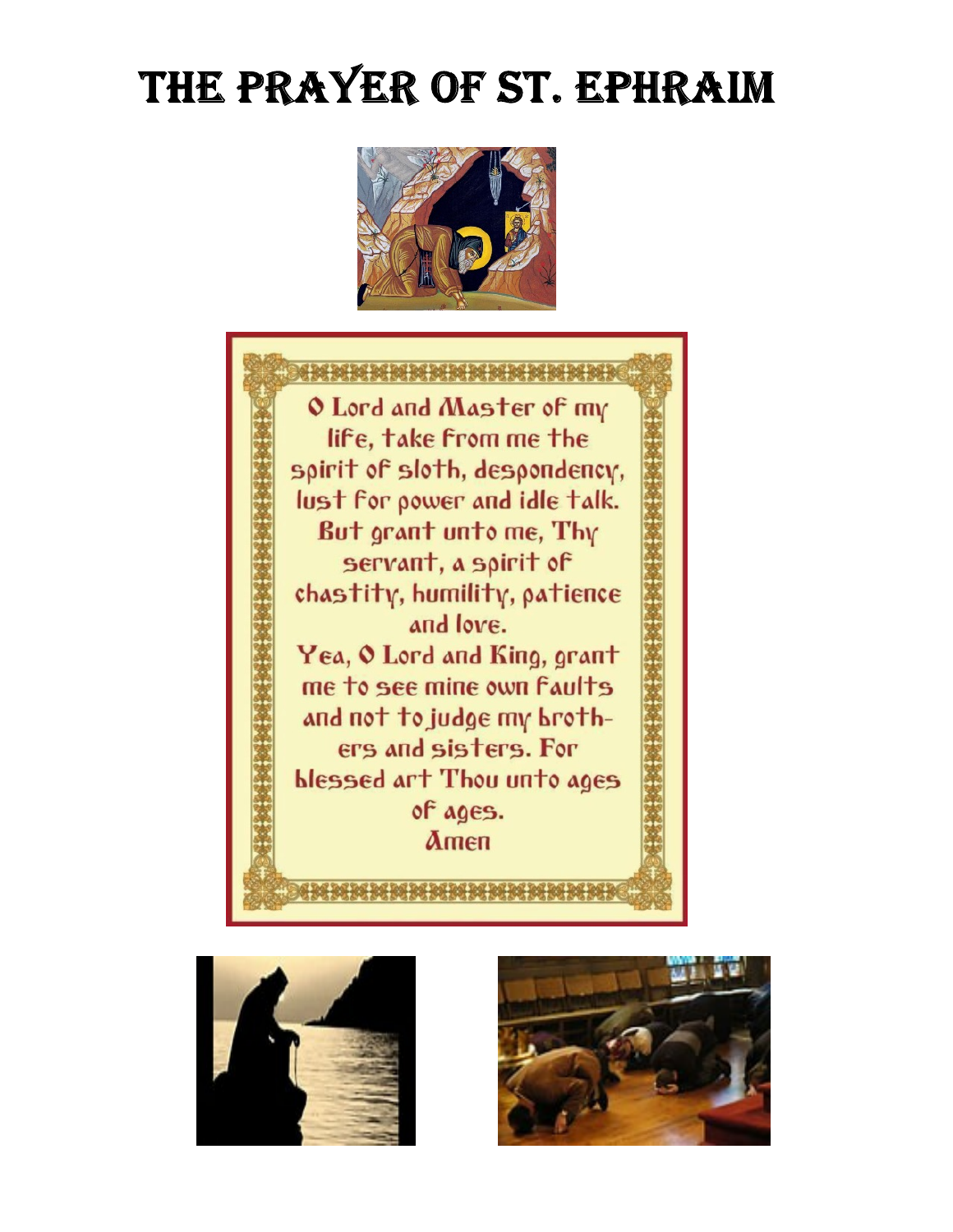# THE PRAYER OF ST. EPHRAIM

O Lord and Master of my life, take from me the spirit of sloth, despondency, lust for power and idle talk. But grant unto me, Thy servant, a spirit of chastity, humility, patience and love.
Yea, O Lord and King, grant me to see mine own faults and not to judge my brothers and sisters. For blessed art Thou unto ages of ages.
Amen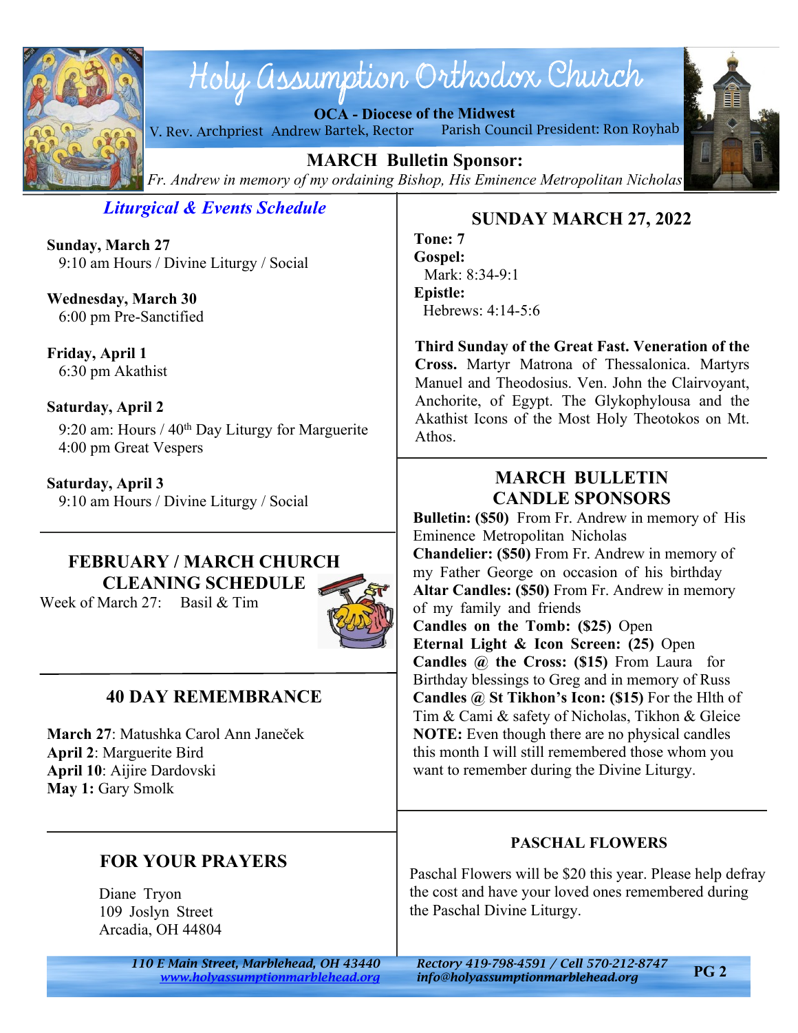# Holy Assumption Orthodox Church

**OCA - Diocese of the Midwest**

V. Rev. Archpriest Andrew Bartek, Rector    Parish Council President: Ron Royhab

**MARCH Bulletin Sponsor:**

*Fr. Andrew in memory of my ordaining Bishop, His Eminence Metropolitan Nicholas*

## *Liturgical & Events Schedule*

**Sunday, March 27**
9:10 am Hours / Divine Liturgy / Social

**Wednesday, March 30**
6:00 pm Pre-Sanctified

**Friday, April 1**
6:30 pm Akathist

**Saturday, April 2**
9:20 am: Hours / 40th Day Liturgy for Marguerite
4:00 pm Great Vespers

**Saturday, April 3**
9:10 am Hours / Divine Liturgy / Social

## FEBRUARY / MARCH CHURCH CLEANING SCHEDULE

Week of March 27: Basil & Tim

## 40 DAY REMEMBRANCE

**March 27**: Matushka Carol Ann Janeček
**April 2**: Marguerite Bird
**April 10**: Aijire Dardovski
**May 1:** Gary Smolk

## FOR YOUR PRAYERS

Diane Tryon
109 Joslyn Street
Arcadia, OH 44804

## SUNDAY MARCH 27, 2022

**Tone: 7**
**Gospel:**
Mark: 8:34-9:1
**Epistle:**
Hebrews: 4:14-5:6

**Third Sunday of the Great Fast. Veneration of the Cross.** Martyr Matrona of Thessalonica. Martyrs Manuel and Theodosius. Ven. John the Clairvoyant, Anchorite, of Egypt. The Glykophylousa and the Akathist Icons of the Most Holy Theotokos on Mt. Athos.

## MARCH BULLETIN CANDLE SPONSORS

**Bulletin: ($50)** From Fr. Andrew in memory of His Eminence Metropolitan Nicholas
**Chandelier: ($50)** From Fr. Andrew in memory of my Father George on occasion of his birthday
**Altar Candles: ($50)** From Fr. Andrew in memory of my family and friends
**Candles on the Tomb: ($25)** Open
**Eternal Light & Icon Screen: (25)** Open
**Candles @ the Cross: ($15)** From Laura for Birthday blessings to Greg and in memory of Russ
**Candles @ St Tikhon's Icon: ($15)** For the Hlth of Tim & Cami & safety of Nicholas, Tikhon & Gleice
**NOTE:** Even though there are no physical candles this month I will still remembered those whom you want to remember during the Divine Liturgy.

## PASCHAL FLOWERS

Paschal Flowers will be $20 this year. Please help defray the cost and have your loved ones remembered during the Paschal Divine Liturgy.

*110 E Main Street, Marblehead, OH 43440*
*www.holyassumptionmarblehead.org*
*Rectory 419-798-4591 / Cell 570-212-8747*
*info@holyassumptionmarblehead.org*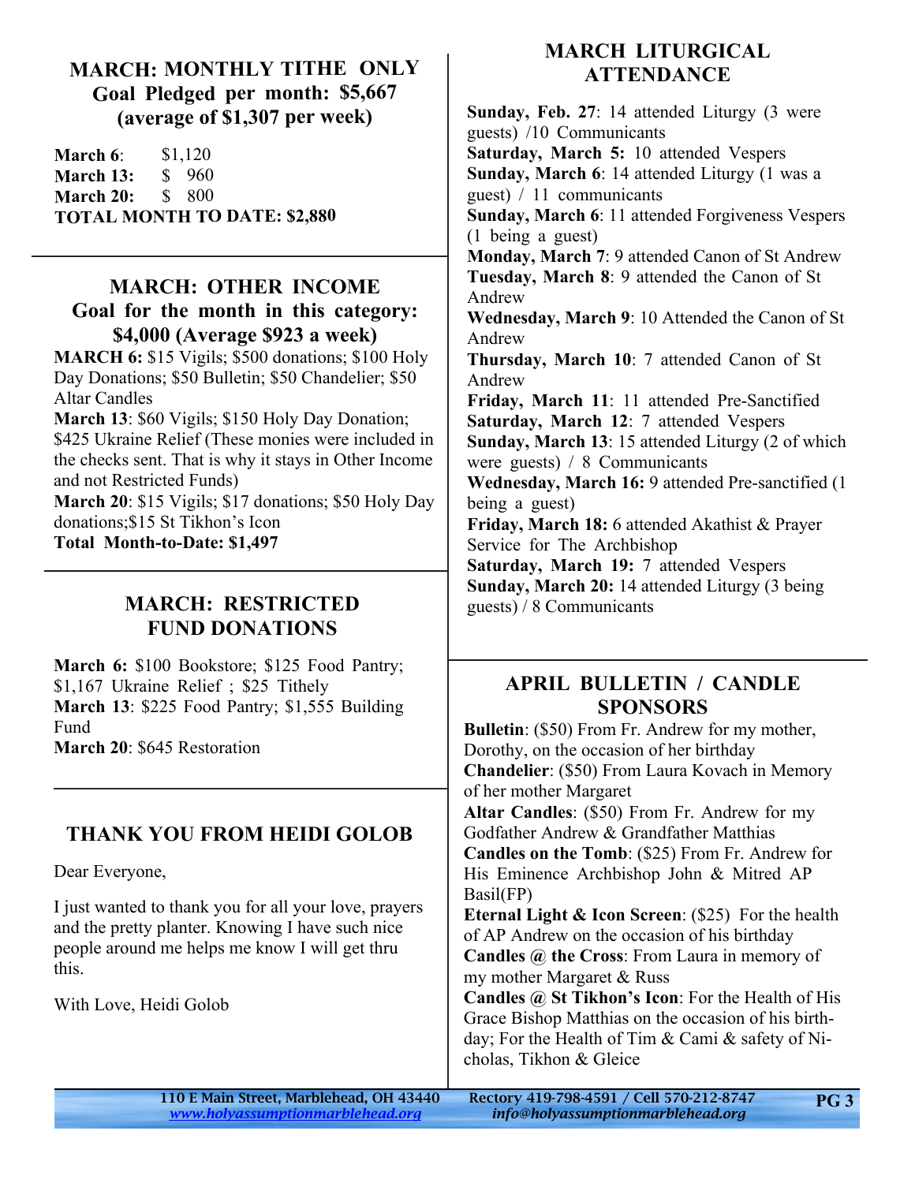## MARCH: MONTHLY TITHE ONLY

### Goal Pledged per month: $5,667 (average of $1,307 per week)

**March 6**: $1,120
**March 13:** $ 960
**March 20:** $ 800
**TOTAL MONTH TO DATE: $2,880**

## MARCH: OTHER INCOME

### Goal for the month in this category: $4,000 (Average $923 a week)

**MARCH 6:** $15 Vigils; $500 donations; $100 Holy Day Donations; $50 Bulletin; $50 Chandelier; $50 Altar Candles
**March 13**: $60 Vigils; $150 Holy Day Donation; $425 Ukraine Relief (These monies were included in the checks sent. That is why it stays in Other Income and not Restricted Funds)
**March 20**: $15 Vigils; $17 donations; $50 Holy Day donations;$15 St Tikhon's Icon
**Total Month-to-Date: $1,497**

## MARCH: RESTRICTED FUND DONATIONS

**March 6:** $100 Bookstore; $125 Food Pantry; $1,167 Ukraine Relief ; $25 Tithely
**March 13**: $225 Food Pantry; $1,555 Building Fund
**March 20**: $645 Restoration

## THANK YOU FROM HEIDI GOLOB

Dear Everyone,

I just wanted to thank you for all your love, prayers and the pretty planter. Knowing I have such nice people around me helps me know I will get thru this.

With Love, Heidi Golob

## MARCH LITURGICAL ATTENDANCE

**Sunday, Feb. 27**: 14 attended Liturgy (3 were guests) /10 Communicants
**Saturday, March 5:** 10 attended Vespers
**Sunday, March 6**: 14 attended Liturgy (1 was a guest) / 11 communicants
**Sunday, March 6**: 11 attended Forgiveness Vespers (1 being a guest)
**Monday, March 7**: 9 attended Canon of St Andrew
**Tuesday, March 8**: 9 attended the Canon of St Andrew
**Wednesday, March 9**: 10 Attended the Canon of St Andrew
**Thursday, March 10**: 7 attended Canon of St Andrew
**Friday, March 11**: 11 attended Pre-Sanctified
**Saturday, March 12**: 7 attended Vespers
**Sunday, March 13**: 15 attended Liturgy (2 of which were guests) / 8 Communicants
**Wednesday, March 16:** 9 attended Pre-sanctified (1 being a guest)
**Friday, March 18:** 6 attended Akathist & Prayer Service for The Archbishop
**Saturday, March 19:** 7 attended Vespers
**Sunday, March 20:** 14 attended Liturgy (3 being guests) / 8 Communicants

## APRIL BULLETIN / CANDLE SPONSORS

**Bulletin**: ($50) From Fr. Andrew for my mother, Dorothy, on the occasion of her birthday
**Chandelier**: ($50) From Laura Kovach in Memory of her mother Margaret
**Altar Candles**: ($50) From Fr. Andrew for my Godfather Andrew & Grandfather Matthias
**Candles on the Tomb**: ($25) From Fr. Andrew for His Eminence Archbishop John & Mitred AP Basil(FP)
**Eternal Light & Icon Screen**: ($25) For the health of AP Andrew on the occasion of his birthday
**Candles @ the Cross**: From Laura in memory of my mother Margaret & Russ
**Candles @ St Tikhon's Icon**: For the Health of His Grace Bishop Matthias on the occasion of his birthday; For the Health of Tim & Cami & safety of Nicholas, Tikhon & Gleice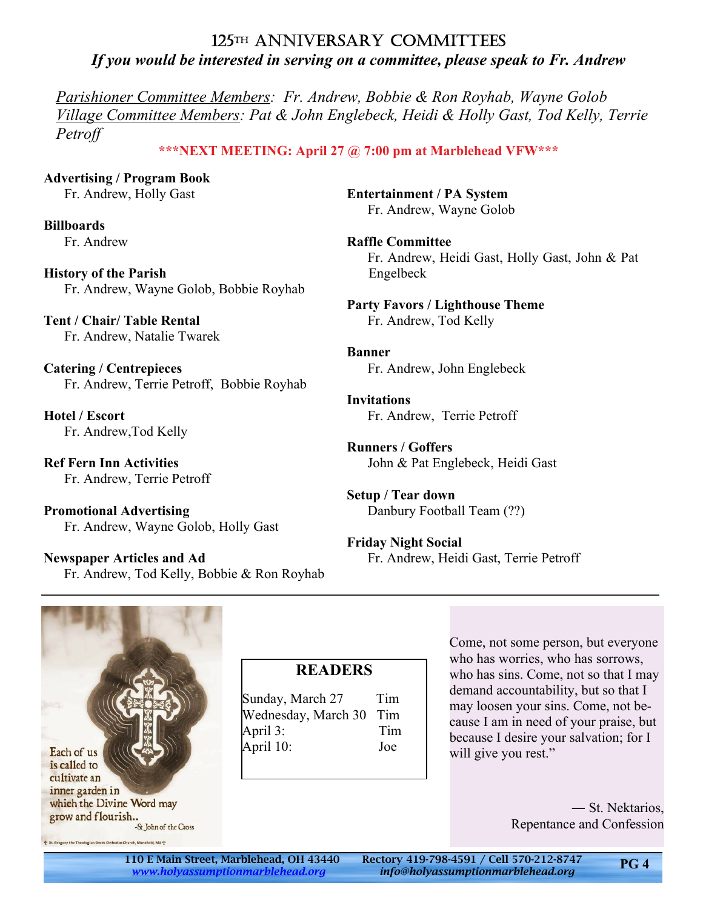## 125th Anniversary Committees

***If you would be interested in serving on a committee, please speak to Fr. Andrew***

*Parishioner Committee Members: Fr. Andrew, Bobbie & Ron Royhab, Wayne Golob*
*Village Committee Members: Pat & John Englebeck, Heidi & Holly Gast, Tod Kelly, Terrie Petroff*

*****NEXT MEETING: April 27 @ 7:00 pm at Marblehead VFW*****

**Advertising / Program Book**
Fr. Andrew, Holly Gast

**Billboards**
Fr. Andrew

**History of the Parish**
Fr. Andrew, Wayne Golob, Bobbie Royhab

**Tent / Chair/ Table Rental**
Fr. Andrew, Natalie Twarek

**Catering / Centrepieces**
Fr. Andrew, Terrie Petroff, Bobbie Royhab

**Hotel / Escort**
Fr. Andrew,Tod Kelly

**Ref Fern Inn Activities**
Fr. Andrew, Terrie Petroff

**Promotional Advertising**
Fr. Andrew, Wayne Golob, Holly Gast

**Newspaper Articles and Ad**
Fr. Andrew, Tod Kelly, Bobbie & Ron Royhab

**Entertainment / PA System**
Fr. Andrew, Wayne Golob

**Raffle Committee**
Fr. Andrew, Heidi Gast, Holly Gast, John & Pat Engelbeck

**Party Favors / Lighthouse Theme**
Fr. Andrew, Tod Kelly

**Banner**
Fr. Andrew, John Englebeck

**Invitations**
Fr. Andrew, Terrie Petroff

**Runners / Goffers**
John & Pat Englebeck, Heidi Gast

**Setup / Tear down**
Danbury Football Team (??)

**Friday Night Social**
Fr. Andrew, Heidi Gast, Terrie Petroff

---

Each of us is called to cultivate an inner garden in which the Divine Word may grow and flourish..
-St John of the Cross

### READERS

| | |
|---|---|
| Sunday, March 27 | Tim |
| Wednesday, March 30 | Tim |
| April 3: | Tim |
| April 10: | Joe |

Come, not some person, but everyone who has worries, who has sorrows, who has sins. Come, not so that I may demand accountability, but so that I may loosen your sins. Come, not because I am in need of your praise, but because I desire your salvation; for I will give you rest."

— St. Nektarios, Repentance and Confession

110 E Main Street, Marblehead, OH 43440 — www.holyassumptionmarblehead.org
Rectory 419-798-4591 / Cell 570-212-8747 — info@holyassumptionmarblehead.org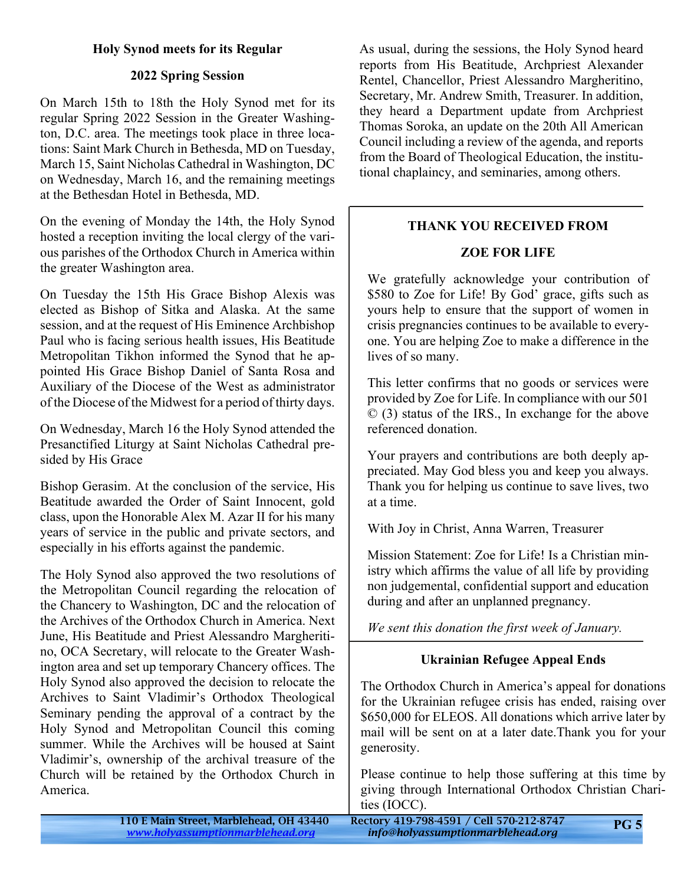## Holy Synod meets for its Regular 2022 Spring Session

On March 15th to 18th the Holy Synod met for its regular Spring 2022 Session in the Greater Washington, D.C. area. The meetings took place in three locations: Saint Mark Church in Bethesda, MD on Tuesday, March 15, Saint Nicholas Cathedral in Washington, DC on Wednesday, March 16, and the remaining meetings at the Bethesdan Hotel in Bethesda, MD.

On the evening of Monday the 14th, the Holy Synod hosted a reception inviting the local clergy of the various parishes of the Orthodox Church in America within the greater Washington area.

On Tuesday the 15th His Grace Bishop Alexis was elected as Bishop of Sitka and Alaska. At the same session, and at the request of His Eminence Archbishop Paul who is facing serious health issues, His Beatitude Metropolitan Tikhon informed the Synod that he appointed His Grace Bishop Daniel of Santa Rosa and Auxiliary of the Diocese of the West as administrator of the Diocese of the Midwest for a period of thirty days.

On Wednesday, March 16 the Holy Synod attended the Presanctified Liturgy at Saint Nicholas Cathedral presided by His Grace

Bishop Gerasim. At the conclusion of the service, His Beatitude awarded the Order of Saint Innocent, gold class, upon the Honorable Alex M. Azar II for his many years of service in the public and private sectors, and especially in his efforts against the pandemic.

The Holy Synod also approved the two resolutions of the Metropolitan Council regarding the relocation of the Chancery to Washington, DC and the relocation of the Archives of the Orthodox Church in America. Next June, His Beatitude and Priest Alessandro Margheritino, OCA Secretary, will relocate to the Greater Washington area and set up temporary Chancery offices. The Holy Synod also approved the decision to relocate the Archives to Saint Vladimir's Orthodox Theological Seminary pending the approval of a contract by the Holy Synod and Metropolitan Council this coming summer. While the Archives will be housed at Saint Vladimir's, ownership of the archival treasure of the Church will be retained by the Orthodox Church in America.

As usual, during the sessions, the Holy Synod heard reports from His Beatitude, Archpriest Alexander Rentel, Chancellor, Priest Alessandro Margheritino, Secretary, Mr. Andrew Smith, Treasurer. In addition, they heard a Department update from Archpriest Thomas Soroka, an update on the 20th All American Council including a review of the agenda, and reports from the Board of Theological Education, the institutional chaplaincy, and seminaries, among others.

## THANK YOU RECEIVED FROM ZOE FOR LIFE

We gratefully acknowledge your contribution of $580 to Zoe for Life! By God' grace, gifts such as yours help to ensure that the support of women in crisis pregnancies continues to be available to everyone. You are helping Zoe to make a difference in the lives of so many.

This letter confirms that no goods or services were provided by Zoe for Life. In compliance with our 501 © (3) status of the IRS., In exchange for the above referenced donation.

Your prayers and contributions are both deeply appreciated. May God bless you and keep you always. Thank you for helping us continue to save lives, two at a time.

With Joy in Christ, Anna Warren, Treasurer

Mission Statement: Zoe for Life! Is a Christian ministry which affirms the value of all life by providing non judgemental, confidential support and education during and after an unplanned pregnancy.

*We sent this donation the first week of January.*

## Ukrainian Refugee Appeal Ends

The Orthodox Church in America's appeal for donations for the Ukrainian refugee crisis has ended, raising over $650,000 for ELEOS. All donations which arrive later by mail will be sent on at a later date.Thank you for your generosity.

Please continue to help those suffering at this time by giving through International Orthodox Christian Charities (IOCC).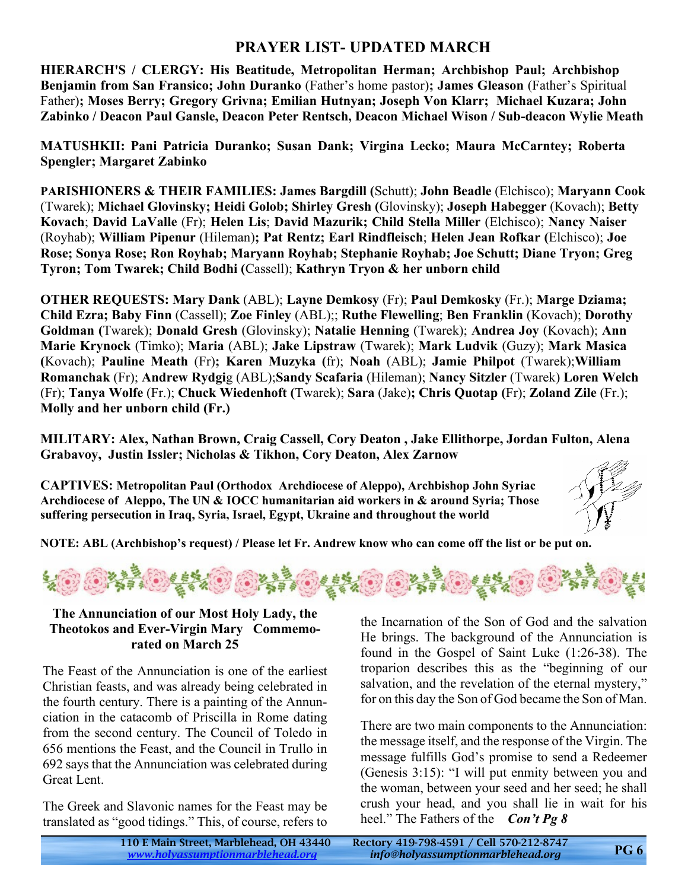# PRAYER LIST- UPDATED MARCH

**HIERARCH'S / CLERGY: His Beatitude, Metropolitan Herman; Archbishop Paul; Archbishop Benjamin from San Fransico; John Duranko** (Father's home pastor)**; James Gleason** (Father's Spiritual Father)**; Moses Berry; Gregory Grivna; Emilian Hutnyan; Joseph Von Klarr; Michael Kuzara; John Zabinko / Deacon Paul Gansle, Deacon Peter Rentsch, Deacon Michael Wison / Sub-deacon Wylie Meath**

**MATUSHKII: Pani Patricia Duranko; Susan Dank; Virgina Lecko; Maura McCarntey; Roberta Spengler; Margaret Zabinko**

**PARISHIONERS & THEIR FAMILIES: James Bargdill (**Schutt); **John Beadle** (Elchisco); **Maryann Cook** (Twarek); **Michael Glovinsky; Heidi Golob; Shirley Gresh (**Glovinsky); **Joseph Habegger** (Kovach); **Betty Kovach**; **David LaValle** (Fr); **Helen Lis**; **David Mazurik; Child Stella Miller** (Elchisco); **Nancy Naiser** (Royhab); **William Pipenur** (Hileman)**; Pat Rentz; Earl Rindfleisch**; **Helen Jean Rofkar (**Elchisco); **Joe Rose; Sonya Rose; Ron Royhab; Maryann Royhab; Stephanie Royhab; Joe Schutt; Diane Tryon; Greg Tyron; Tom Twarek; Child Bodhi (**Cassell); **Kathryn Tryon & her unborn child**

**OTHER REQUESTS: Mary Dank** (ABL); **Layne Demkosy** (Fr); **Paul Demkosky** (Fr.); **Marge Dziama; Child Ezra; Baby Finn** (Cassell); **Zoe Finley** (ABL);; **Ruthe Flewelling**; **Ben Franklin** (Kovach); **Dorothy Goldman (**Twarek); **Donald Gresh** (Glovinsky); **Natalie Henning** (Twarek); **Andrea Joy** (Kovach); **Ann Marie Krynock** (Timko); **Maria** (ABL); **Jake Lipstraw** (Twarek); **Mark Ludvik** (Guzy); **Mark Masica (**Kovach); **Pauline Meath** (Fr)**; Karen Muzyka (**fr); **Noah** (ABL); **Jamie Philpot** (Twarek);**William Romanchak** (Fr); **Andrew Rydgi**g (ABL);**Sandy Scafaria** (Hileman); **Nancy Sitzler** (Twarek) **Loren Welch** (Fr); **Tanya Wolfe** (Fr.); **Chuck Wiedenhoft (**Twarek); **Sara** (Jake)**; Chris Quotap (**Fr); **Zoland Zile** (Fr.); **Molly and her unborn child (Fr.)**

**MILITARY: Alex, Nathan Brown, Craig Cassell, Cory Deaton , Jake Ellithorpe, Jordan Fulton, Alena Grabavoy, Justin Issler; Nicholas & Tikhon, Cory Deaton, Alex Zarnow**

**CAPTIVES: Metropolitan Paul (Orthodox Archdiocese of Aleppo), Archbishop John Syriac Archdiocese of Aleppo, The UN & IOCC humanitarian aid workers in & around Syria; Those suffering persecution in Iraq, Syria, Israel, Egypt, Ukraine and throughout the world**

**NOTE: ABL (Archbishop's request) / Please let Fr. Andrew know who can come off the list or be put on.**

## The Annunciation of our Most Holy Lady, the Theotokos and Ever-Virgin Mary Commemorated on March 25

The Feast of the Annunciation is one of the earliest Christian feasts, and was already being celebrated in the fourth century. There is a painting of the Annunciation in the catacomb of Priscilla in Rome dating from the second century. The Council of Toledo in 656 mentions the Feast, and the Council in Trullo in 692 says that the Annunciation was celebrated during Great Lent.

The Greek and Slavonic names for the Feast may be translated as "good tidings." This, of course, refers to the Incarnation of the Son of God and the salvation He brings. The background of the Annunciation is found in the Gospel of Saint Luke (1:26-38). The troparion describes this as the "beginning of our salvation, and the revelation of the eternal mystery," for on this day the Son of God became the Son of Man.

There are two main components to the Annunciation: the message itself, and the response of the Virgin. The message fulfills God's promise to send a Redeemer (Genesis 3:15): "I will put enmity between you and the woman, between your seed and her seed; he shall crush your head, and you shall lie in wait for his heel." The Fathers of the ***Con't Pg 8***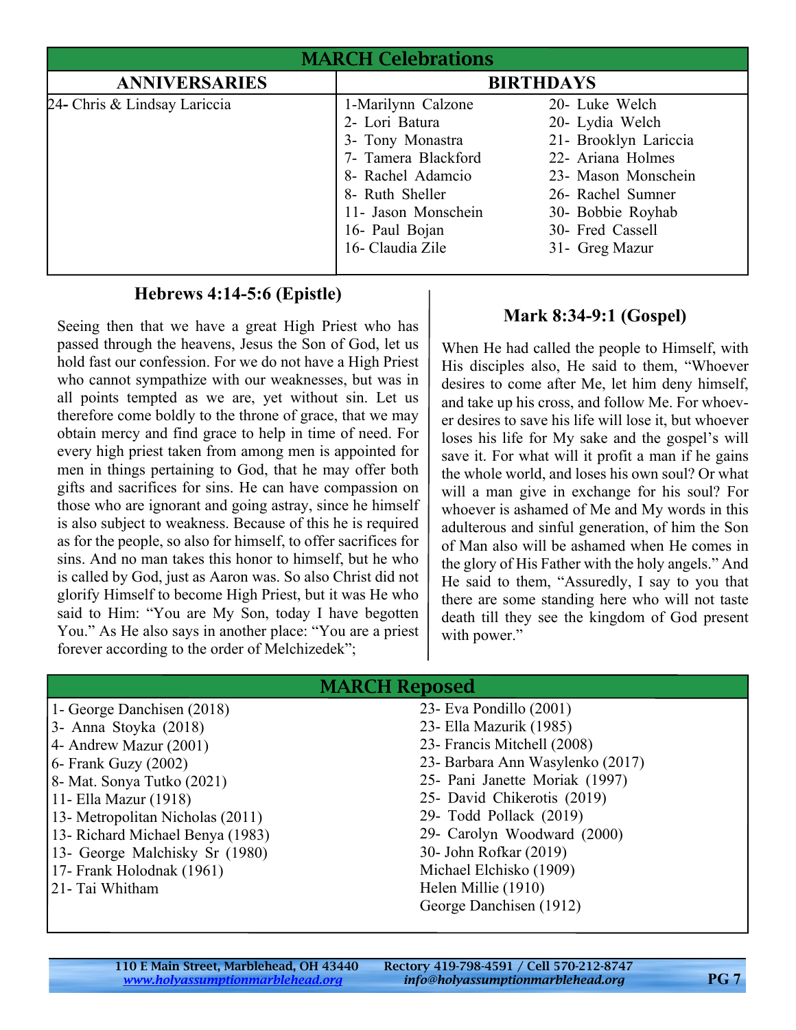## MARCH Celebrations

| ANNIVERSARIES | BIRTHDAYS | |
|---|---|---|
| 24- Chris & Lindsay Lariccia | 1-Marilynn Calzone | 20- Luke Welch |
| | 2- Lori Batura | 20- Lydia Welch |
| | 3- Tony Monastra | 21- Brooklyn Lariccia |
| | 7- Tamera Blackford | 22- Ariana Holmes |
| | 8- Rachel Adamcio | 23- Mason Monschein |
| | 8- Ruth Sheller | 26- Rachel Sumner |
| | 11- Jason Monschein | 30- Bobbie Royhab |
| | 16- Paul Bojan | 30- Fred Cassell |
| | 16- Claudia Zile | 31- Greg Mazur |

### Hebrews 4:14-5:6 (Epistle)

Seeing then that we have a great High Priest who has passed through the heavens, Jesus the Son of God, let us hold fast our confession. For we do not have a High Priest who cannot sympathize with our weaknesses, but was in all points tempted as we are, yet without sin. Let us therefore come boldly to the throne of grace, that we may obtain mercy and find grace to help in time of need. For every high priest taken from among men is appointed for men in things pertaining to God, that he may offer both gifts and sacrifices for sins. He can have compassion on those who are ignorant and going astray, since he himself is also subject to weakness. Because of this he is required as for the people, so also for himself, to offer sacrifices for sins. And no man takes this honor to himself, but he who is called by God, just as Aaron was. So also Christ did not glorify Himself to become High Priest, but it was He who said to Him: "You are My Son, today I have begotten You." As He also says in another place: "You are a priest forever according to the order of Melchizedek";

### Mark 8:34-9:1 (Gospel)

When He had called the people to Himself, with His disciples also, He said to them, "Whoever desires to come after Me, let him deny himself, and take up his cross, and follow Me. For whoever desires to save his life will lose it, but whoever loses his life for My sake and the gospel's will save it. For what will it profit a man if he gains the whole world, and loses his own soul? Or what will a man give in exchange for his soul? For whoever is ashamed of Me and My words in this adulterous and sinful generation, of him the Son of Man also will be ashamed when He comes in the glory of His Father with the holy angels." And He said to them, "Assuredly, I say to you that there are some standing here who will not taste death till they see the kingdom of God present with power."

## MARCH Reposed

1- George Danchisen (2018)
3- Anna Stoyka (2018)
4- Andrew Mazur (2001)
6- Frank Guzy (2002)
8- Mat. Sonya Tutko (2021)
11- Ella Mazur (1918)
13- Metropolitan Nicholas (2011)
13- Richard Michael Benya (1983)
13- George Malchisky Sr (1980)
17- Frank Holodnak (1961)
21- Tai Whitham
23- Eva Pondillo (2001)
23- Ella Mazurik (1985)
23- Francis Mitchell (2008)
23- Barbara Ann Wasylenko (2017)
25- Pani Janette Moriak (1997)
25- David Chikerotis (2019)
29- Todd Pollack (2019)
29- Carolyn Woodward (2000)
30- John Rofkar (2019)
Michael Elchisko (1909)
Helen Millie (1910)
George Danchisen (1912)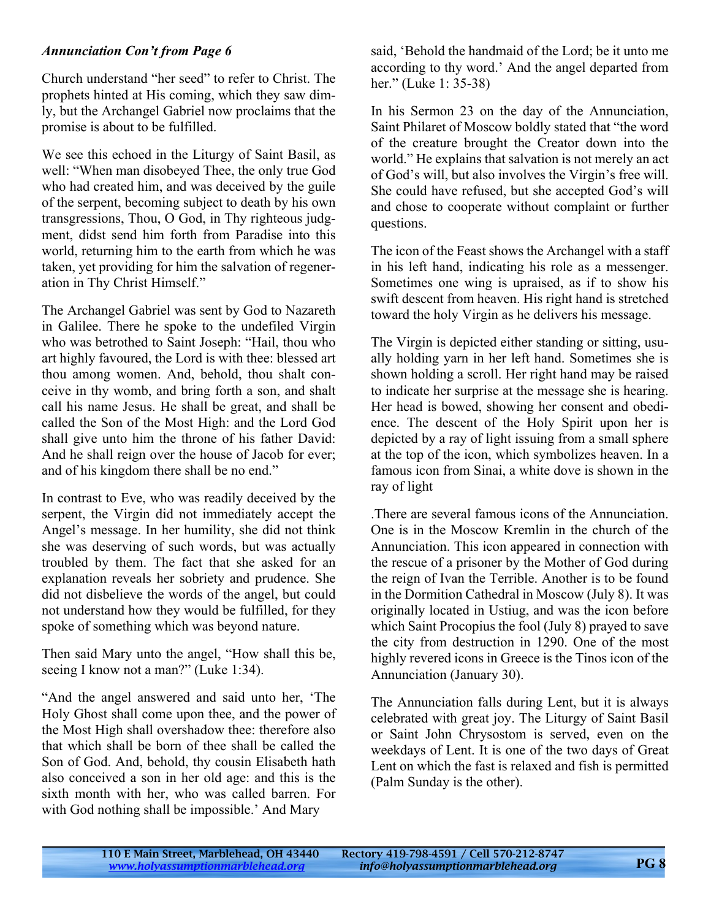***Annunciation Con't from Page 6***

Church understand "her seed" to refer to Christ. The prophets hinted at His coming, which they saw dimly, but the Archangel Gabriel now proclaims that the promise is about to be fulfilled.

We see this echoed in the Liturgy of Saint Basil, as well: "When man disobeyed Thee, the only true God who had created him, and was deceived by the guile of the serpent, becoming subject to death by his own transgressions, Thou, O God, in Thy righteous judgment, didst send him forth from Paradise into this world, returning him to the earth from which he was taken, yet providing for him the salvation of regeneration in Thy Christ Himself."

The Archangel Gabriel was sent by God to Nazareth in Galilee. There he spoke to the undefiled Virgin who was betrothed to Saint Joseph: "Hail, thou who art highly favoured, the Lord is with thee: blessed art thou among women. And, behold, thou shalt conceive in thy womb, and bring forth a son, and shalt call his name Jesus. He shall be great, and shall be called the Son of the Most High: and the Lord God shall give unto him the throne of his father David: And he shall reign over the house of Jacob for ever; and of his kingdom there shall be no end."

In contrast to Eve, who was readily deceived by the serpent, the Virgin did not immediately accept the Angel's message. In her humility, she did not think she was deserving of such words, but was actually troubled by them. The fact that she asked for an explanation reveals her sobriety and prudence. She did not disbelieve the words of the angel, but could not understand how they would be fulfilled, for they spoke of something which was beyond nature.

Then said Mary unto the angel, "How shall this be, seeing I know not a man?" (Luke 1:34).

"And the angel answered and said unto her, 'The Holy Ghost shall come upon thee, and the power of the Most High shall overshadow thee: therefore also that which shall be born of thee shall be called the Son of God. And, behold, thy cousin Elisabeth hath also conceived a son in her old age: and this is the sixth month with her, who was called barren. For with God nothing shall be impossible.' And Mary said, 'Behold the handmaid of the Lord; be it unto me according to thy word.' And the angel departed from her." (Luke 1: 35-38)

In his Sermon 23 on the day of the Annunciation, Saint Philaret of Moscow boldly stated that "the word of the creature brought the Creator down into the world." He explains that salvation is not merely an act of God's will, but also involves the Virgin's free will. She could have refused, but she accepted God's will and chose to cooperate without complaint or further questions.

The icon of the Feast shows the Archangel with a staff in his left hand, indicating his role as a messenger. Sometimes one wing is upraised, as if to show his swift descent from heaven. His right hand is stretched toward the holy Virgin as he delivers his message.

The Virgin is depicted either standing or sitting, usually holding yarn in her left hand. Sometimes she is shown holding a scroll. Her right hand may be raised to indicate her surprise at the message she is hearing. Her head is bowed, showing her consent and obedience. The descent of the Holy Spirit upon her is depicted by a ray of light issuing from a small sphere at the top of the icon, which symbolizes heaven. In a famous icon from Sinai, a white dove is shown in the ray of light

.There are several famous icons of the Annunciation. One is in the Moscow Kremlin in the church of the Annunciation. This icon appeared in connection with the rescue of a prisoner by the Mother of God during the reign of Ivan the Terrible. Another is to be found in the Dormition Cathedral in Moscow (July 8). It was originally located in Ustiug, and was the icon before which Saint Procopius the fool (July 8) prayed to save the city from destruction in 1290. One of the most highly revered icons in Greece is the Tinos icon of the Annunciation (January 30).

The Annunciation falls during Lent, but it is always celebrated with great joy. The Liturgy of Saint Basil or Saint John Chrysostom is served, even on the weekdays of Lent. It is one of the two days of Great Lent on which the fast is relaxed and fish is permitted (Palm Sunday is the other).